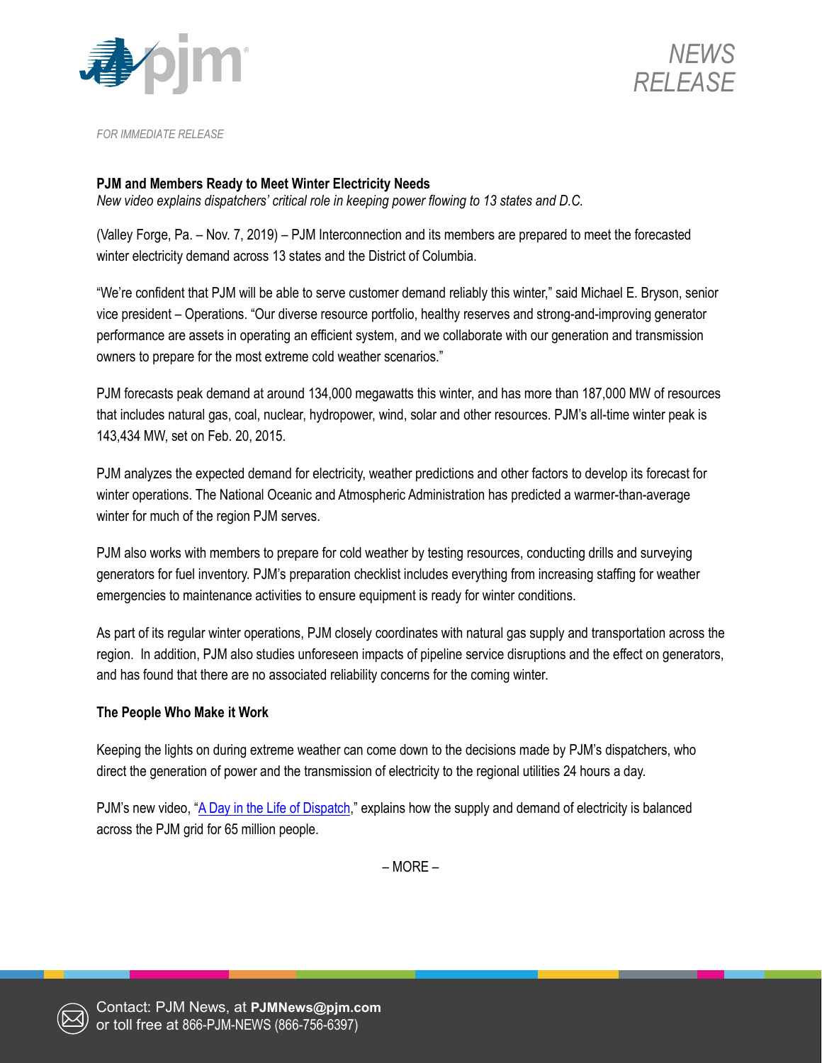NEWS RELEASE

*FOR IMMEDIATE RELEASE*

**PJM and Members Ready to Meet Winter Electricity Needs**

*New video explains dispatchers' critical role in keeping power flowing to 13 states and D.C.*

(Valley Forge, Pa. – Nov. 7, 2019) – PJM Interconnection and its members are prepared to meet the forecasted winter electricity demand across 13 states and the District of Columbia.

"We're confident that PJM will be able to serve customer demand reliably this winter," said Michael E. Bryson, senior vice president – Operations. "Our diverse resource portfolio, healthy reserves and strong-and-improving generator performance are assets in operating an efficient system, and we collaborate with our generation and transmission owners to prepare for the most extreme cold weather scenarios."

PJM forecasts peak demand at around 134,000 megawatts this winter, and has more than 187,000 MW of resources that includes natural gas, coal, nuclear, hydropower, wind, solar and other resources. PJM's all-time winter peak is 143,434 MW, set on Feb. 20, 2015.

PJM analyzes the expected demand for electricity, weather predictions and other factors to develop its forecast for winter operations. The National Oceanic and Atmospheric Administration has predicted a warmer-than-average winter for much of the region PJM serves.

PJM also works with members to prepare for cold weather by testing resources, conducting drills and surveying generators for fuel inventory. PJM's preparation checklist includes everything from increasing staffing for weather emergencies to maintenance activities to ensure equipment is ready for winter conditions.

As part of its regular winter operations, PJM closely coordinates with natural gas supply and transportation across the region. In addition, PJM also studies unforeseen impacts of pipeline service disruptions and the effect on generators, and has found that there are no associated reliability concerns for the coming winter.

**The People Who Make it Work**

Keeping the lights on during extreme weather can come down to the decisions made by PJM's dispatchers, who direct the generation of power and the transmission of electricity to the regional utilities 24 hours a day.

PJM's new video, "A Day in the Life of Dispatch," explains how the supply and demand of electricity is balanced across the PJM grid for 65 million people.

– MORE –

Contact: PJM News, at **PJMNews@pjm.com** or toll free at 866-PJM-NEWS (866-756-6397)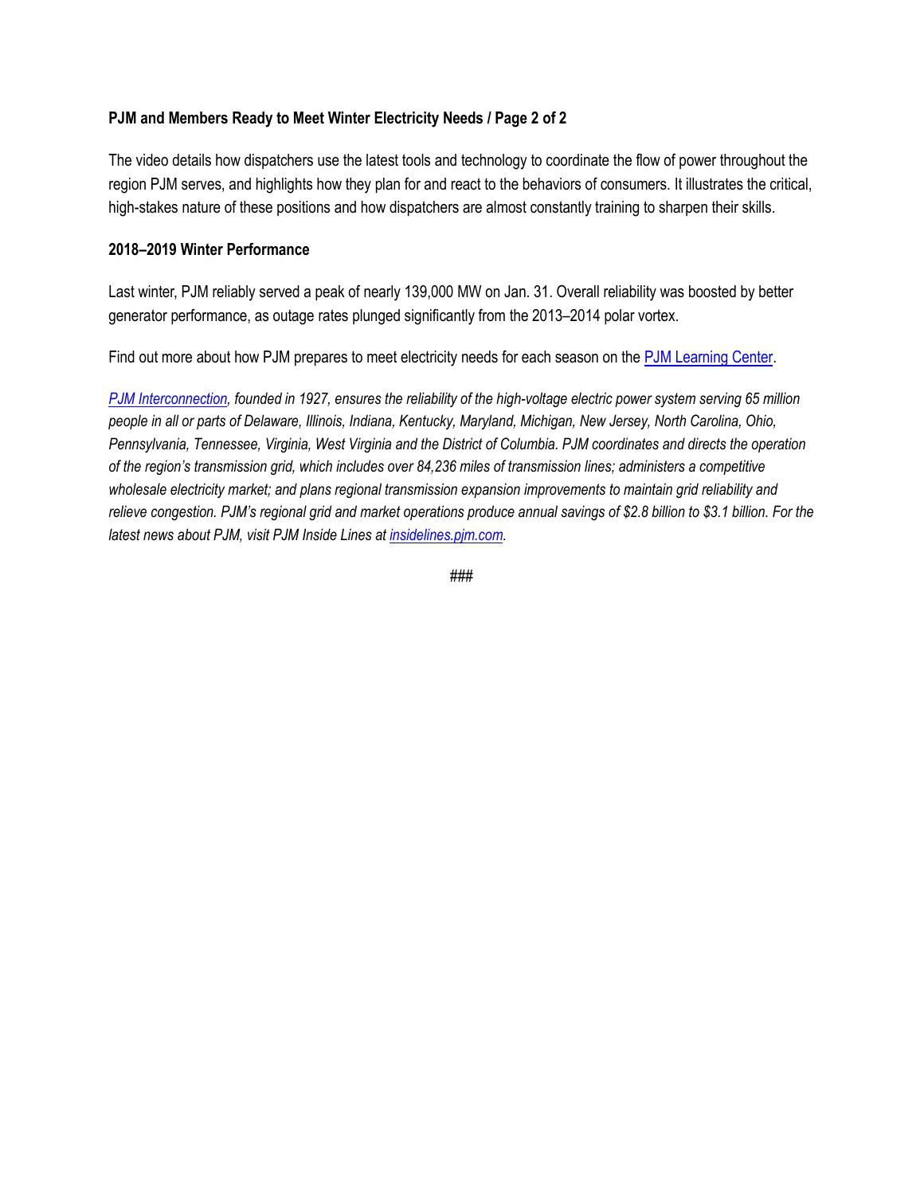The video details how dispatchers use the latest tools and technology to coordinate the flow of power throughout the region PJM serves, and highlights how they plan for and react to the behaviors of consumers. It illustrates the critical, high-stakes nature of these positions and how dispatchers are almost constantly training to sharpen their skills.

**2018–2019 Winter Performance**

Last winter, PJM reliably served a peak of nearly 139,000 MW on Jan. 31. Overall reliability was boosted by better generator performance, as outage rates plunged significantly from the 2013–2014 polar vortex.

Find out more about how PJM prepares to meet electricity needs for each season on the PJM Learning Center.

*PJM Interconnection, founded in 1927, ensures the reliability of the high-voltage electric power system serving 65 million people in all or parts of Delaware, Illinois, Indiana, Kentucky, Maryland, Michigan, New Jersey, North Carolina, Ohio, Pennsylvania, Tennessee, Virginia, West Virginia and the District of Columbia. PJM coordinates and directs the operation of the region's transmission grid, which includes over 84,236 miles of transmission lines; administers a competitive wholesale electricity market; and plans regional transmission expansion improvements to maintain grid reliability and relieve congestion. PJM's regional grid and market operations produce annual savings of $2.8 billion to $3.1 billion. For the latest news about PJM, visit PJM Inside Lines at insidelines.pjm.com.*

###